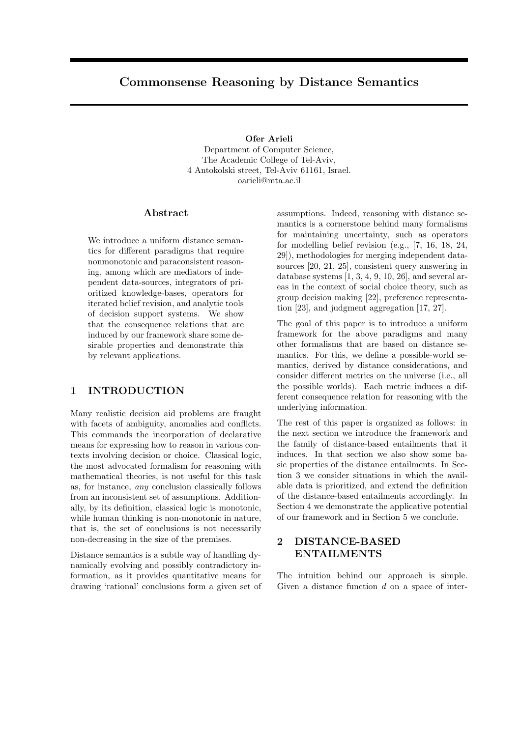# Commonsense Reasoning by Distance Semantics

**Ofer Arieli**
Department of Computer Science,
The Academic College of Tel-Aviv,
4 Antokolski street, Tel-Aviv 61161, Israel.
oarieli@mta.ac.il

## Abstract

We introduce a uniform distance semantics for different paradigms that require nonmonotonic and paraconsistent reasoning, among which are mediators of independent data-sources, integrators of prioritized knowledge-bases, operators for iterated belief revision, and analytic tools of decision support systems. We show that the consequence relations that are induced by our framework share some desirable properties and demonstrate this by relevant applications.

## 1 INTRODUCTION

Many realistic decision aid problems are fraught with facets of ambiguity, anomalies and conflicts. This commands the incorporation of declarative means for expressing how to reason in various contexts involving decision or choice. Classical logic, the most advocated formalism for reasoning with mathematical theories, is not useful for this task as, for instance, *any* conclusion classically follows from an inconsistent set of assumptions. Additionally, by its definition, classical logic is monotonic, while human thinking is non-monotonic in nature, that is, the set of conclusions is not necessarily non-decreasing in the size of the premises.

Distance semantics is a subtle way of handling dynamically evolving and possibly contradictory information, as it provides quantitative means for drawing 'rational' conclusions form a given set of assumptions. Indeed, reasoning with distance semantics is a cornerstone behind many formalisms for maintaining uncertainty, such as operators for modelling belief revision (e.g., [7, 16, 18, 24, 29]), methodologies for merging independent data-sources [20, 21, 25], consistent query answering in database systems [1, 3, 4, 9, 10, 26], and several areas in the context of social choice theory, such as group decision making [22], preference representation [23], and judgment aggregation [17, 27].

The goal of this paper is to introduce a uniform framework for the above paradigms and many other formalisms that are based on distance semantics. For this, we define a possible-world semantics, derived by distance considerations, and consider different metrics on the universe (i.e., all the possible worlds). Each metric induces a different consequence relation for reasoning with the underlying information.

The rest of this paper is organized as follows: in the next section we introduce the framework and the family of distance-based entailments that it induces. In that section we also show some basic properties of the distance entailments. In Section 3 we consider situations in which the available data is prioritized, and extend the definition of the distance-based entailments accordingly. In Section 4 we demonstrate the applicative potential of our framework and in Section 5 we conclude.

## 2 DISTANCE-BASED ENTAILMENTS

The intuition behind our approach is simple. Given a distance function $d$ on a space of inter-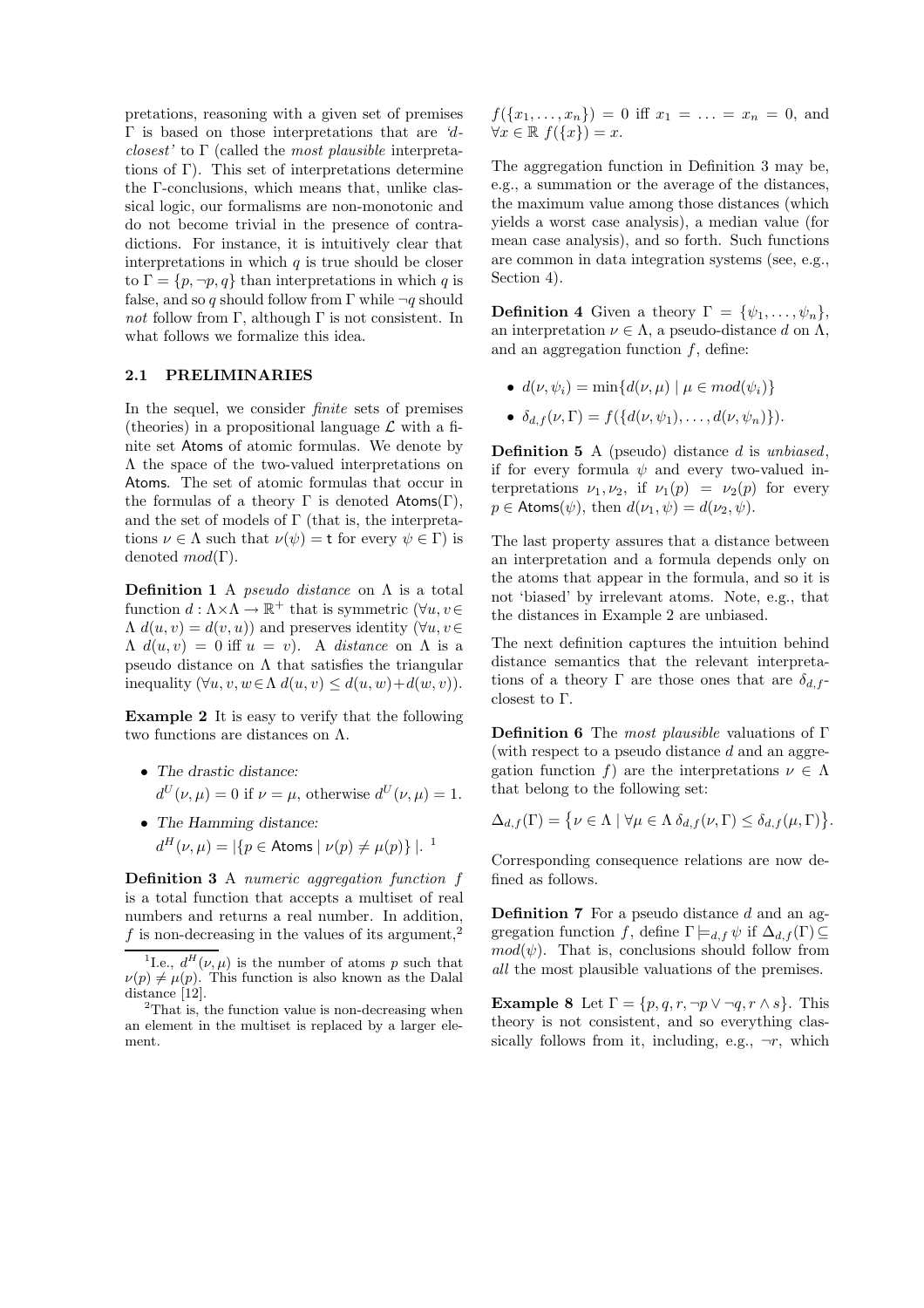pretations, reasoning with a given set of premises $\Gamma$ is based on those interpretations that are *'d-closest'* to $\Gamma$ (called the *most plausible* interpretations of $\Gamma$). This set of interpretations determine the $\Gamma$-conclusions, which means that, unlike classical logic, our formalisms are non-monotonic and do not become trivial in the presence of contradictions. For instance, it is intuitively clear that interpretations in which $q$ is true should be closer to $\Gamma = \{p, \neg p, q\}$ than interpretations in which $q$ is false, and so $q$ should follow from $\Gamma$ while $\neg q$ should *not* follow from $\Gamma$, although $\Gamma$ is not consistent. In what follows we formalize this idea.

### 2.1 PRELIMINARIES

In the sequel, we consider *finite* sets of premises (theories) in a propositional language $\mathcal{L}$ with a finite set $\mathsf{Atoms}$ of atomic formulas. We denote by $\Lambda$ the space of the two-valued interpretations on $\mathsf{Atoms}$. The set of atomic formulas that occur in the formulas of a theory $\Gamma$ is denoted $\mathsf{Atoms}(\Gamma)$, and the set of models of $\Gamma$ (that is, the interpretations $\nu \in \Lambda$ such that $\nu(\psi) = \mathsf{t}$ for every $\psi \in \Gamma$) is denoted $mod(\Gamma)$.

**Definition 1** A *pseudo distance* on $\Lambda$ is a total function $d : \Lambda \times \Lambda \to \mathbb{R}^+$ that is symmetric ($\forall u, v \in \Lambda\ d(u, v) = d(v, u)$) and preserves identity ($\forall u, v \in \Lambda\ d(u, v) = 0$ iff $u = v$). A *distance* on $\Lambda$ is a pseudo distance on $\Lambda$ that satisfies the triangular inequality ($\forall u, v, w \in \Lambda\ d(u, v) \leq d(u, w) + d(w, v)$).

**Example 2** It is easy to verify that the following two functions are distances on $\Lambda$.

- *The drastic distance:*
  $d^U(\nu, \mu) = 0$ if $\nu = \mu$, otherwise $d^U(\nu, \mu) = 1$.
- *The Hamming distance:*
  $d^H(\nu, \mu) = |\{p \in \mathsf{Atoms} \mid \nu(p) \neq \mu(p)\}|$. [1]

**Definition 3** A *numeric aggregation function* $f$ is a total function that accepts a multiset of real numbers and returns a real number. In addition, $f$ is non-decreasing in the values of its argument,[2] $f(\{x_1, \ldots, x_n\}) = 0$ iff $x_1 = \ldots = x_n = 0$, and $\forall x \in \mathbb{R}\ f(\{x\}) = x$.

The aggregation function in Definition 3 may be, e.g., a summation or the average of the distances, the maximum value among those distances (which yields a worst case analysis), a median value (for mean case analysis), and so forth. Such functions are common in data integration systems (see, e.g., Section 4).

**Definition 4** Given a theory $\Gamma = \{\psi_1, \ldots, \psi_n\}$, an interpretation $\nu \in \Lambda$, a pseudo-distance $d$ on $\Lambda$, and an aggregation function $f$, define:

- $d(\nu, \psi_i) = \min\{d(\nu, \mu) \mid \mu \in mod(\psi_i)\}$
- $\delta_{d,f}(\nu, \Gamma) = f(\{d(\nu, \psi_1), \ldots, d(\nu, \psi_n)\})$.

**Definition 5** A (pseudo) distance $d$ is *unbiased*, if for every formula $\psi$ and every two-valued interpretations $\nu_1, \nu_2$, if $\nu_1(p) = \nu_2(p)$ for every $p \in \mathsf{Atoms}(\psi)$, then $d(\nu_1, \psi) = d(\nu_2, \psi)$.

The last property assures that a distance between an interpretation and a formula depends only on the atoms that appear in the formula, and so it is not 'biased' by irrelevant atoms. Note, e.g., that the distances in Example 2 are unbiased.

The next definition captures the intuition behind distance semantics that the relevant interpretations of a theory $\Gamma$ are those ones that are $\delta_{d,f}$-closest to $\Gamma$.

**Definition 6** The *most plausible* valuations of $\Gamma$ (with respect to a pseudo distance $d$ and an aggregation function $f$) are the interpretations $\nu \in \Lambda$ that belong to the following set:

$$\Delta_{d,f}(\Gamma) = \big\{\nu \in \Lambda \mid \forall \mu \in \Lambda\ \delta_{d,f}(\nu, \Gamma) \leq \delta_{d,f}(\mu, \Gamma)\big\}.$$

Corresponding consequence relations are now defined as follows.

**Definition 7** For a pseudo distance $d$ and an aggregation function $f$, define $\Gamma \models_{d,f} \psi$ if $\Delta_{d,f}(\Gamma) \subseteq mod(\psi)$. That is, conclusions should follow from *all* the most plausible valuations of the premises.

**Example 8** Let $\Gamma = \{p, q, r, \neg p \vee \neg q, r \wedge s\}$. This theory is not consistent, and so everything classically follows from it, including, e.g., $\neg r$, which

[1] I.e., $d^H(\nu, \mu)$ is the number of atoms $p$ such that $\nu(p) \neq \mu(p)$. This function is also known as the Dalal distance [12].

[2] That is, the function value is non-decreasing when an element in the multiset is replaced by a larger element.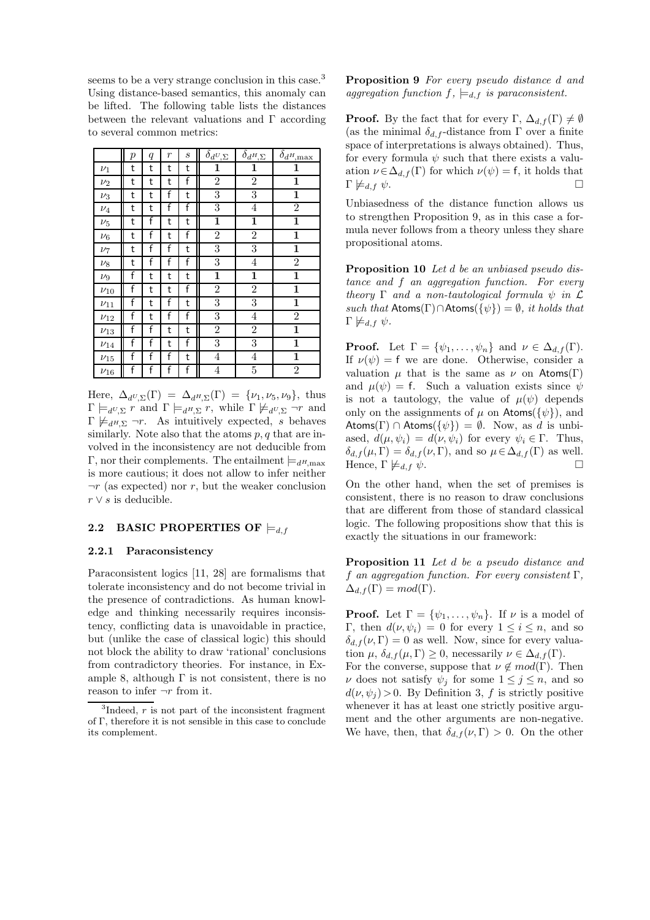seems to be a very strange conclusion in this case.[3] Using distance-based semantics, this anomaly can be lifted. The following table lists the distances between the relevant valuations and Γ according to several common metrics:

| | $p$ | $q$ | $r$ | $s$ | $\delta_{d^U,\Sigma}$ | $\delta_{d^H,\Sigma}$ | $\delta_{d^H,\max}$ |
|---|---|---|---|---|---|---|---|
| $\nu_1$ | t | t | t | t | **1** | **1** | **1** |
| $\nu_2$ | t | t | t | f | 2 | 2 | **1** |
| $\nu_3$ | t | t | f | t | 3 | 3 | **1** |
| $\nu_4$ | t | t | f | f | 3 | 4 | 2 |
| $\nu_5$ | t | f | t | t | **1** | **1** | **1** |
| $\nu_6$ | t | f | t | f | 2 | 2 | **1** |
| $\nu_7$ | t | f | f | t | 3 | 3 | **1** |
| $\nu_8$ | t | f | f | f | 3 | 4 | 2 |
| $\nu_9$ | f | t | t | t | **1** | **1** | **1** |
| $\nu_{10}$ | f | t | t | f | 2 | 2 | **1** |
| $\nu_{11}$ | f | t | f | t | 3 | 3 | **1** |
| $\nu_{12}$ | f | t | f | f | 3 | 4 | 2 |
| $\nu_{13}$ | f | f | t | t | 2 | 2 | **1** |
| $\nu_{14}$ | f | f | t | f | 3 | 3 | **1** |
| $\nu_{15}$ | f | f | f | t | 4 | 4 | **1** |
| $\nu_{16}$ | f | f | f | f | 4 | 5 | 2 |

Here, $\Delta_{d^U,\Sigma}(\Gamma) = \Delta_{d^H,\Sigma}(\Gamma) = \{\nu_1, \nu_5, \nu_9\}$, thus $\Gamma \models_{d^U,\Sigma} r$ and $\Gamma \models_{d^H,\Sigma} r$, while $\Gamma \not\models_{d^U,\Sigma} \neg r$ and $\Gamma \not\models_{d^H,\Sigma} \neg r$. As intuitively expected, $s$ behaves similarly. Note also that the atoms $p, q$ that are involved in the inconsistency are not deducible from Γ, nor their complements. The entailment $\models_{d^H,\max}$ is more cautious; it does not allow to infer neither $\neg r$ (as expected) nor $r$, but the weaker conclusion $r \vee s$ is deducible.

[3] Indeed, $r$ is not part of the inconsistent fragment of Γ, therefore it is not sensible in this case to conclude its complement.

### 2.2 BASIC PROPERTIES OF $\models_{d,f}$

#### 2.2.1 Paraconsistency

Paraconsistent logics [11, 28] are formalisms that tolerate inconsistency and do not become trivial in the presence of contradictions. As human knowledge and thinking necessarily requires inconsistency, conflicting data is unavoidable in practice, but (unlike the case of classical logic) this should not block the ability to draw 'rational' conclusions from contradictory theories. For instance, in Example 8, although Γ is not consistent, there is no reason to infer $\neg r$ from it.

**Proposition 9** *For every pseudo distance $d$ and aggregation function $f$, $\models_{d,f}$ is paraconsistent.*

**Proof.** By the fact that for every Γ, $\Delta_{d,f}(\Gamma) \neq \emptyset$ (as the minimal $\delta_{d,f}$-distance from Γ over a finite space of interpretations is always obtained). Thus, for every formula $\psi$ such that there exists a valuation $\nu \in \Delta_{d,f}(\Gamma)$ for which $\nu(\psi) = \mathsf{f}$, it holds that $\Gamma \not\models_{d,f} \psi$. □

Unbiasedness of the distance function allows us to strengthen Proposition 9, as in this case a formula never follows from a theory unless they share propositional atoms.

**Proposition 10** *Let $d$ be an unbiased pseudo distance and $f$ an aggregation function. For every theory Γ and a non-tautological formula $\psi$ in $\mathcal{L}$ such that $\mathsf{Atoms}(\Gamma) \cap \mathsf{Atoms}(\{\psi\}) = \emptyset$, it holds that $\Gamma \not\models_{d,f} \psi$.*

**Proof.** Let $\Gamma = \{\psi_1, \ldots, \psi_n\}$ and $\nu \in \Delta_{d,f}(\Gamma)$. If $\nu(\psi) = \mathsf{f}$ we are done. Otherwise, consider a valuation $\mu$ that is the same as $\nu$ on $\mathsf{Atoms}(\Gamma)$ and $\mu(\psi) = \mathsf{f}$. Such a valuation exists since $\psi$ is not a tautology, the value of $\mu(\psi)$ depends only on the assignments of $\mu$ on $\mathsf{Atoms}(\{\psi\})$, and $\mathsf{Atoms}(\Gamma) \cap \mathsf{Atoms}(\{\psi\}) = \emptyset$. Now, as $d$ is unbiased, $d(\mu, \psi_i) = d(\nu, \psi_i)$ for every $\psi_i \in \Gamma$. Thus, $\delta_{d,f}(\mu, \Gamma) = \delta_{d,f}(\nu, \Gamma)$, and so $\mu \in \Delta_{d,f}(\Gamma)$ as well. Hence, $\Gamma \not\models_{d,f} \psi$. □

On the other hand, when the set of premises is consistent, there is no reason to draw conclusions that are different from those of standard classical logic. The following propositions show that this is exactly the situations in our framework:

**Proposition 11** *Let $d$ be a pseudo distance and $f$ an aggregation function. For every consistent Γ, $\Delta_{d,f}(\Gamma) = mod(\Gamma)$.*

**Proof.** Let $\Gamma = \{\psi_1, \ldots, \psi_n\}$. If $\nu$ is a model of Γ, then $d(\nu, \psi_i) = 0$ for every $1 \leq i \leq n$, and so $\delta_{d,f}(\nu, \Gamma) = 0$ as well. Now, since for every valuation $\mu$, $\delta_{d,f}(\mu, \Gamma) \geq 0$, necessarily $\nu \in \Delta_{d,f}(\Gamma)$.
For the converse, suppose that $\nu \notin mod(\Gamma)$. Then $\nu$ does not satisfy $\psi_j$ for some $1 \leq j \leq n$, and so $d(\nu, \psi_j) > 0$. By Definition 3, $f$ is strictly positive whenever it has at least one strictly positive argument and the other arguments are non-negative. We have, then, that $\delta_{d,f}(\nu, \Gamma) > 0$. On the other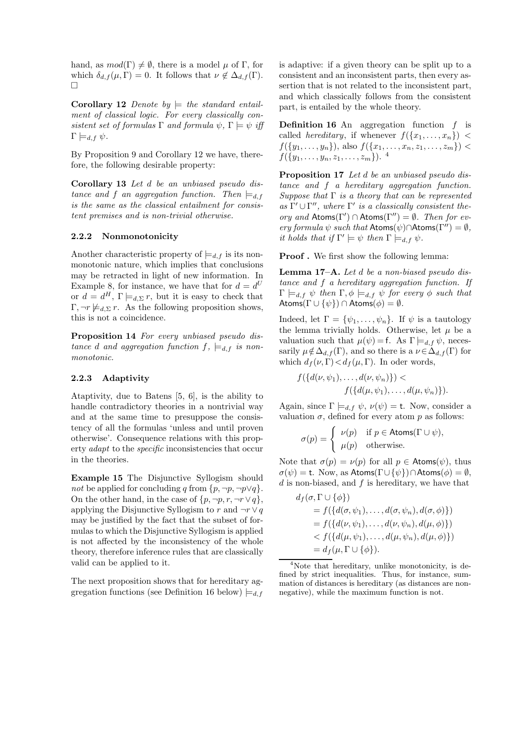hand, as $mod(\Gamma) \neq \emptyset$, there is a model $\mu$ of $\Gamma$, for which $\delta_{d,f}(\mu, \Gamma) = 0$. It follows that $\nu \notin \Delta_{d,f}(\Gamma)$. $\square$

**Corollary 12** *Denote by $\models$ the standard entailment of classical logic. For every classically consistent set of formulas $\Gamma$ and formula $\psi$, $\Gamma \models \psi$ iff $\Gamma \models_{d,f} \psi$.*

By Proposition 9 and Corollary 12 we have, therefore, the following desirable property:

**Corollary 13** *Let $d$ be an unbiased pseudo distance and $f$ an aggregation function. Then $\models_{d,f}$ is the same as the classical entailment for consistent premises and is non-trivial otherwise.*

### 2.2.2 Nonmonotonicity

Another characteristic property of $\models_{d,f}$ is its nonmonotonic nature, which implies that conclusions may be retracted in light of new information. In Example 8, for instance, we have that for $d = d^U$ or $d = d^H$, $\Gamma \models_{d,\Sigma} r$, but it is easy to check that $\Gamma, \neg r \not\models_{d,\Sigma} r$. As the following proposition shows, this is not a coincidence.

**Proposition 14** *For every unbiased pseudo distance $d$ and aggregation function $f$, $\models_{d,f}$ is nonmonotonic.*

### 2.2.3 Adaptivity

Ataptivity, due to Batens [5, 6], is the ability to handle contradictory theories in a nontrivial way and at the same time to presuppose the consistency of all the formulas 'unless and until proven otherwise'. Consequence relations with this property *adapt* to the *specific* inconsistencies that occur in the theories.

**Example 15** The Disjunctive Syllogism should *not* be applied for concluding $q$ from $\{p, \neg p, \neg p \vee q\}$. On the other hand, in the case of $\{p, \neg p, r, \neg r \vee q\}$, applying the Disjunctive Syllogism to $r$ and $\neg r \vee q$ may be justified by the fact that the subset of formulas to which the Disjunctive Syllogism is applied is not affected by the inconsistency of the whole theory, therefore inference rules that are classically valid can be applied to it.

The next proposition shows that for hereditary aggregation functions (see Definition 16 below) $\models_{d,f}$ is adaptive: if a given theory can be split up to a consistent and an inconsistent parts, then every assertion that is not related to the inconsistent part, and which classically follows from the consistent part, is entailed by the whole theory.

**Definition 16** An aggregation function $f$ is called *hereditary*, if whenever $f(\{x_1, \ldots, x_n\}) < f(\{y_1, \ldots, y_n\})$, also $f(\{x_1, \ldots, x_n, z_1, \ldots, z_m\}) < f(\{y_1, \ldots, y_n, z_1, \ldots, z_m\})$. [4]

**Proposition 17** *Let $d$ be an unbiased pseudo distance and $f$ a hereditary aggregation function. Suppose that $\Gamma$ is a theory that can be represented as $\Gamma' \cup \Gamma''$, where $\Gamma'$ is a classically consistent theory and $\mathsf{Atoms}(\Gamma') \cap \mathsf{Atoms}(\Gamma'') = \emptyset$. Then for every formula $\psi$ such that $\mathsf{Atoms}(\psi) \cap \mathsf{Atoms}(\Gamma'') = \emptyset$, it holds that if $\Gamma' \models \psi$ then $\Gamma \models_{d,f} \psi$.*

**Proof .** We first show the following lemma:

**Lemma 17–A.** *Let $d$ be a non-biased pseudo distance and $f$ a hereditary aggregation function. If $\Gamma \models_{d,f} \psi$ then $\Gamma, \phi \models_{d,f} \psi$ for every $\phi$ such that $\mathsf{Atoms}(\Gamma \cup \{\psi\}) \cap \mathsf{Atoms}(\phi) = \emptyset$.*

Indeed, let $\Gamma = \{\psi_1, \ldots, \psi_n\}$. If $\psi$ is a tautology the lemma trivially holds. Otherwise, let $\mu$ be a valuation such that $\mu(\psi) = \mathsf{f}$. As $\Gamma \models_{d,f} \psi$, necessarily $\mu \notin \Delta_{d,f}(\Gamma)$, and so there is a $\nu \in \Delta_{d,f}(\Gamma)$ for which $d_f(\nu, \Gamma) < d_f(\mu, \Gamma)$. In oder words,

$$f(\{d(\nu, \psi_1), \ldots, d(\nu, \psi_n)\}) < f(\{d(\mu, \psi_1), \ldots, d(\mu, \psi_n)\}).$$

Again, since $\Gamma \models_{d,f} \psi$, $\nu(\psi) = \mathsf{t}$. Now, consider a valuation $\sigma$, defined for every atom $p$ as follows:

$$\sigma(p) = \begin{cases} \nu(p) & \text{if } p \in \mathsf{Atoms}(\Gamma \cup \psi), \\ \mu(p) & \text{otherwise.} \end{cases}$$

Note that $\sigma(p) = \nu(p)$ for all $p \in \mathsf{Atoms}(\psi)$, thus $\sigma(\psi) = \mathsf{t}$. Now, as $\mathsf{Atoms}(\Gamma \cup \{\psi\}) \cap \mathsf{Atoms}(\phi) = \emptyset$, $d$ is non-biased, and $f$ is hereditary, we have that

$$\begin{aligned} & d_f(\sigma, \Gamma \cup \{\phi\}) \\ & \quad = f(\{d(\sigma, \psi_1), \ldots, d(\sigma, \psi_n), d(\sigma, \phi)\}) \\ & \quad = f(\{d(\nu, \psi_1), \ldots, d(\nu, \psi_n), d(\mu, \phi)\}) \\ & \quad < f(\{d(\mu, \psi_1), \ldots, d(\mu, \psi_n), d(\mu, \phi)\}) \\ & \quad = d_f(\mu, \Gamma \cup \{\phi\}). \end{aligned}$$

[4] Note that hereditary, unlike monotonicity, is defined by strict inequalities. Thus, for instance, summation of distances is hereditary (as distances are nonnegative), while the maximum function is not.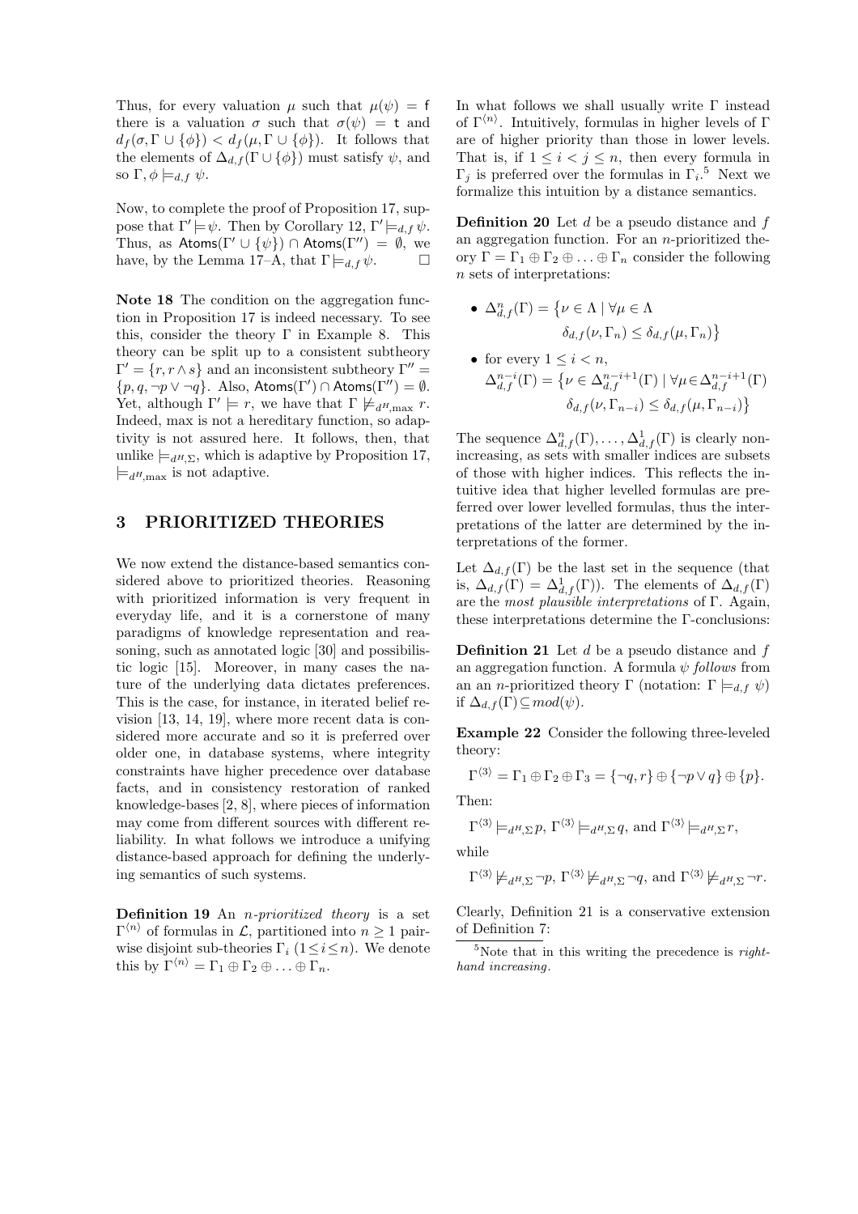Thus, for every valuation $\mu$ such that $\mu(\psi) = \mathsf{f}$ there is a valuation $\sigma$ such that $\sigma(\psi) = \mathsf{t}$ and $d_f(\sigma, \Gamma \cup \{\phi\}) < d_f(\mu, \Gamma \cup \{\phi\})$. It follows that the elements of $\Delta_{d,f}(\Gamma \cup \{\phi\})$ must satisfy $\psi$, and so $\Gamma, \phi \models_{d,f} \psi$.

Now, to complete the proof of Proposition 17, suppose that $\Gamma' \models \psi$. Then by Corollary 12, $\Gamma' \models_{d,f} \psi$. Thus, as $\mathsf{Atoms}(\Gamma' \cup \{\psi\}) \cap \mathsf{Atoms}(\Gamma'') = \emptyset$, we have, by the Lemma 17–A, that $\Gamma \models_{d,f} \psi$. $\square$

**Note 18** The condition on the aggregation function in Proposition 17 is indeed necessary. To see this, consider the theory $\Gamma$ in Example 8. This theory can be split up to a consistent subtheory $\Gamma' = \{r, r \wedge s\}$ and an inconsistent subtheory $\Gamma'' = \{p, q, \neg p \vee \neg q\}$. Also, $\mathsf{Atoms}(\Gamma') \cap \mathsf{Atoms}(\Gamma'') = \emptyset$. Yet, although $\Gamma' \models r$, we have that $\Gamma \not\models_{d^H, \max} r$. Indeed, max is not a hereditary function, so adaptivity is not assured here. It follows, then, that unlike $\models_{d^H,\Sigma}$, which is adaptive by Proposition 17, $\models_{d^H,\max}$ is not adaptive.

## 3 PRIORITIZED THEORIES

We now extend the distance-based semantics considered above to prioritized theories. Reasoning with prioritized information is very frequent in everyday life, and it is a cornerstone of many paradigms of knowledge representation and reasoning, such as annotated logic [30] and possibilistic logic [15]. Moreover, in many cases the nature of the underlying data dictates preferences. This is the case, for instance, in iterated belief revision [13, 14, 19], where more recent data is considered more accurate and so it is preferred over older one, in database systems, where integrity constraints have higher precedence over database facts, and in consistency restoration of ranked knowledge-bases [2, 8], where pieces of information may come from different sources with different reliability. In what follows we introduce a unifying distance-based approach for defining the underlying semantics of such systems.

**Definition 19** An *n-prioritized theory* is a set $\Gamma^{\langle n \rangle}$ of formulas in $\mathcal{L}$, partitioned into $n \geq 1$ pairwise disjoint sub-theories $\Gamma_i$ $(1 \leq i \leq n)$. We denote this by $\Gamma^{\langle n \rangle} = \Gamma_1 \oplus \Gamma_2 \oplus \ldots \oplus \Gamma_n$.

In what follows we shall usually write $\Gamma$ instead of $\Gamma^{\langle n \rangle}$. Intuitively, formulas in higher levels of $\Gamma$ are of higher priority than those in lower levels. That is, if $1 \leq i < j \leq n$, then every formula in $\Gamma_j$ is preferred over the formulas in $\Gamma_i$.[5] Next we formalize this intuition by a distance semantics.

**Definition 20** Let $d$ be a pseudo distance and $f$ an aggregation function. For an $n$-prioritized theory $\Gamma = \Gamma_1 \oplus \Gamma_2 \oplus \ldots \oplus \Gamma_n$ consider the following $n$ sets of interpretations:

- $\Delta^n_{d,f}(\Gamma) = \big\{\nu \in \Lambda \mid \forall \mu \in \Lambda \;\; \delta_{d,f}(\nu, \Gamma_n) \leq \delta_{d,f}(\mu, \Gamma_n)\big\}$
- for every $1 \leq i < n$, $\Delta^{n-i}_{d,f}(\Gamma) = \big\{\nu \in \Delta^{n-i+1}_{d,f}(\Gamma) \mid \forall \mu \in \Delta^{n-i+1}_{d,f}(\Gamma) \;\; \delta_{d,f}(\nu, \Gamma_{n-i}) \leq \delta_{d,f}(\mu, \Gamma_{n-i})\big\}$

The sequence $\Delta^n_{d,f}(\Gamma), \ldots, \Delta^1_{d,f}(\Gamma)$ is clearly non-increasing, as sets with smaller indices are subsets of those with higher indices. This reflects the intuitive idea that higher levelled formulas are preferred over lower levelled formulas, thus the interpretations of the latter are determined by the interpretations of the former.

Let $\Delta_{d,f}(\Gamma)$ be the last set in the sequence (that is, $\Delta_{d,f}(\Gamma) = \Delta^1_{d,f}(\Gamma)$). The elements of $\Delta_{d,f}(\Gamma)$ are the *most plausible interpretations* of $\Gamma$. Again, these interpretations determine the $\Gamma$-conclusions:

**Definition 21** Let $d$ be a pseudo distance and $f$ an aggregation function. A formula $\psi$ *follows* from an an $n$-prioritized theory $\Gamma$ (notation: $\Gamma \models_{d,f} \psi$) if $\Delta_{d,f}(\Gamma) \subseteq mod(\psi)$.

**Example 22** Consider the following three-leveled theory:

$$\Gamma^{\langle 3 \rangle} = \Gamma_1 \oplus \Gamma_2 \oplus \Gamma_3 = \{\neg q, r\} \oplus \{\neg p \vee q\} \oplus \{p\}.$$

Then:

$$\Gamma^{\langle 3 \rangle} \models_{d^H,\Sigma} p, \; \Gamma^{\langle 3 \rangle} \models_{d^H,\Sigma} q, \text{ and } \Gamma^{\langle 3 \rangle} \models_{d^H,\Sigma} r,$$

while

$$\Gamma^{\langle 3 \rangle} \not\models_{d^H,\Sigma} \neg p, \; \Gamma^{\langle 3 \rangle} \not\models_{d^H,\Sigma} \neg q, \text{ and } \Gamma^{\langle 3 \rangle} \not\models_{d^H,\Sigma} \neg r.$$

Clearly, Definition 21 is a conservative extension of Definition 7:

[5] Note that in this writing the precedence is *right-hand increasing*.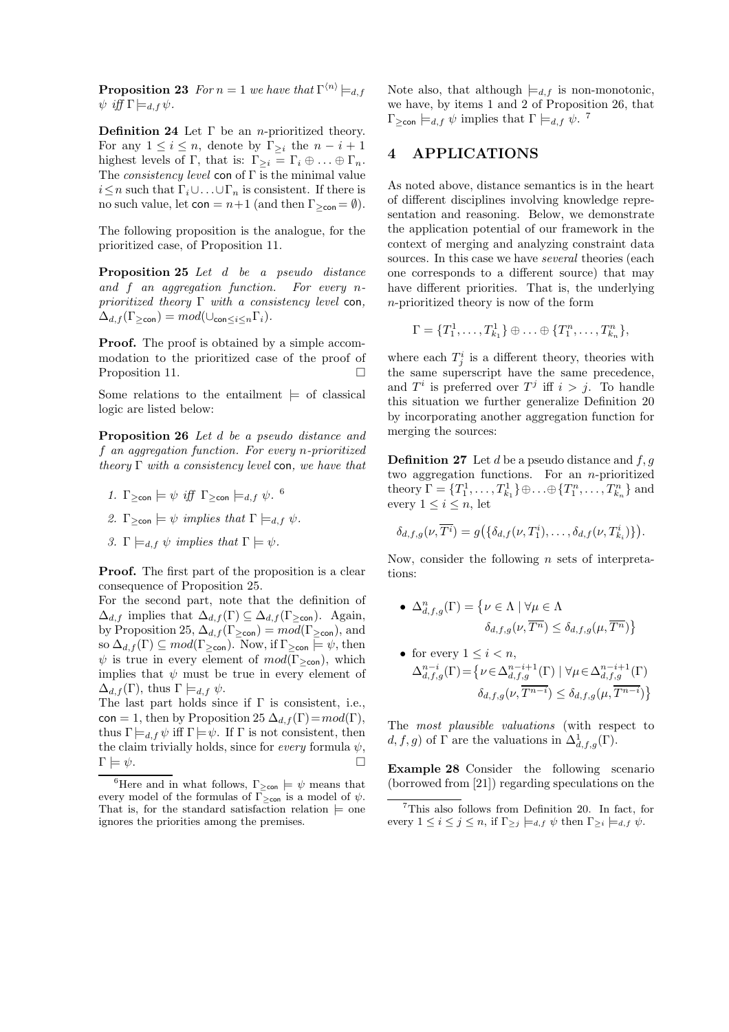**Proposition 23** *For $n = 1$ we have that $\Gamma^{\langle n \rangle} \models_{d,f} \psi$ iff $\Gamma \models_{d,f} \psi$.*

**Definition 24** Let $\Gamma$ be an $n$-prioritized theory. For any $1 \leq i \leq n$, denote by $\Gamma_{\geq i}$ the $n - i + 1$ highest levels of $\Gamma$, that is: $\Gamma_{\geq i} = \Gamma_i \oplus \ldots \oplus \Gamma_n$. The *consistency level* $\mathsf{con}$ of $\Gamma$ is the minimal value $i \leq n$ such that $\Gamma_i \cup \ldots \cup \Gamma_n$ is consistent. If there is no such value, let $\mathsf{con} = n+1$ (and then $\Gamma_{\geq \mathsf{con}} = \emptyset$).

The following proposition is the analogue, for the prioritized case, of Proposition 11.

**Proposition 25** *Let $d$ be a pseudo distance and $f$ an aggregation function. For every $n$-prioritized theory $\Gamma$ with a consistency level $\mathsf{con}$, $\Delta_{d,f}(\Gamma_{\geq \mathsf{con}}) = mod(\cup_{\mathsf{con} \leq i \leq n} \Gamma_i)$.*

**Proof.** The proof is obtained by a simple accommodation to the prioritized case of the proof of Proposition 11. □

Some relations to the entailment $\models$ of classical logic are listed below:

**Proposition 26** *Let $d$ be a pseudo distance and $f$ an aggregation function. For every $n$-prioritized theory $\Gamma$ with a consistency level $\mathsf{con}$, we have that*

1. *$\Gamma_{\geq \mathsf{con}} \models \psi$ iff $\Gamma_{\geq \mathsf{con}} \models_{d,f} \psi$.* [6]
2. *$\Gamma_{\geq \mathsf{con}} \models \psi$ implies that $\Gamma \models_{d,f} \psi$.*
3. *$\Gamma \models_{d,f} \psi$ implies that $\Gamma \models \psi$.*

**Proof.** The first part of the proposition is a clear consequence of Proposition 25.

For the second part, note that the definition of $\Delta_{d,f}$ implies that $\Delta_{d,f}(\Gamma) \subseteq \Delta_{d,f}(\Gamma_{\geq \mathsf{con}})$. Again, by Proposition 25, $\Delta_{d,f}(\Gamma_{\geq \mathsf{con}}) = mod(\Gamma_{\geq \mathsf{con}})$, and so $\Delta_{d,f}(\Gamma) \subseteq mod(\Gamma_{\geq \mathsf{con}})$. Now, if $\Gamma_{\geq \mathsf{con}} \models \psi$, then $\psi$ is true in every element of $mod(\Gamma_{\geq \mathsf{con}})$, which implies that $\psi$ must be true in every element of $\Delta_{d,f}(\Gamma)$, thus $\Gamma \models_{d,f} \psi$.

The last part holds since if $\Gamma$ is consistent, i.e., $\mathsf{con} = 1$, then by Proposition 25 $\Delta_{d,f}(\Gamma) = mod(\Gamma)$, thus $\Gamma \models_{d,f} \psi$ iff $\Gamma \models \psi$. If $\Gamma$ is not consistent, then the claim trivially holds, since for *every* formula $\psi$, $\Gamma \models \psi$. □

[6] Here and in what follows, $\Gamma_{\geq \mathsf{con}} \models \psi$ means that every model of the formulas of $\Gamma_{\geq \mathsf{con}}$ is a model of $\psi$. That is, for the standard satisfaction relation $\models$ one ignores the priorities among the premises.

Note also, that although $\models_{d,f}$ is non-monotonic, we have, by items 1 and 2 of Proposition 26, that $\Gamma_{\geq \mathsf{con}} \models_{d,f} \psi$ implies that $\Gamma \models_{d,f} \psi$. [7]

## 4 APPLICATIONS

As noted above, distance semantics is in the heart of different disciplines involving knowledge representation and reasoning. Below, we demonstrate the application potential of our framework in the context of merging and analyzing constraint data sources. In this case we have *several* theories (each one corresponds to a different source) that may have different priorities. That is, the underlying $n$-prioritized theory is now of the form

$$\Gamma = \{T_1^1, \ldots, T_{k_1}^1\} \oplus \ldots \oplus \{T_1^n, \ldots, T_{k_n}^n\},$$

where each $T_j^i$ is a different theory, theories with the same superscript have the same precedence, and $T^i$ is preferred over $T^j$ iff $i > j$. To handle this situation we further generalize Definition 20 by incorporating another aggregation function for merging the sources:

**Definition 27** Let $d$ be a pseudo distance and $f, g$ two aggregation functions. For an $n$-prioritized theory $\Gamma = \{T_1^1, \ldots, T_{k_1}^1\} \oplus \ldots \oplus \{T_1^n, \ldots, T_{k_n}^n\}$ and every $1 \leq i \leq n$, let

$$\delta_{d,f,g}(\nu, \overline{T^i}) = g\big(\{\delta_{d,f}(\nu, T_1^i), \ldots, \delta_{d,f}(\nu, T_{k_i}^i)\}\big).$$

Now, consider the following $n$ sets of interpretations:

- $\Delta_{d,f,g}^n(\Gamma) = \big\{\nu \in \Lambda \mid \forall \mu \in \Lambda \;\; \delta_{d,f,g}(\nu, \overline{T^n}) \leq \delta_{d,f,g}(\mu, \overline{T^n})\big\}$
- for every $1 \leq i < n$, $\Delta_{d,f,g}^{n-i}(\Gamma) = \big\{\nu \in \Delta_{d,f,g}^{n-i+1}(\Gamma) \mid \forall \mu \in \Delta_{d,f,g}^{n-i+1}(\Gamma) \;\; \delta_{d,f,g}(\nu, \overline{T^{n-i}}) \leq \delta_{d,f,g}(\mu, \overline{T^{n-i}})\big\}$

The *most plausible valuations* (with respect to $d, f, g$) of $\Gamma$ are the valuations in $\Delta_{d,f,g}^1(\Gamma)$.

**Example 28** Consider the following scenario (borrowed from [21]) regarding speculations on the

[7] This also follows from Definition 20. In fact, for every $1 \leq i \leq j \leq n$, if $\Gamma_{\geq j} \models_{d,f} \psi$ then $\Gamma_{\geq i} \models_{d,f} \psi$.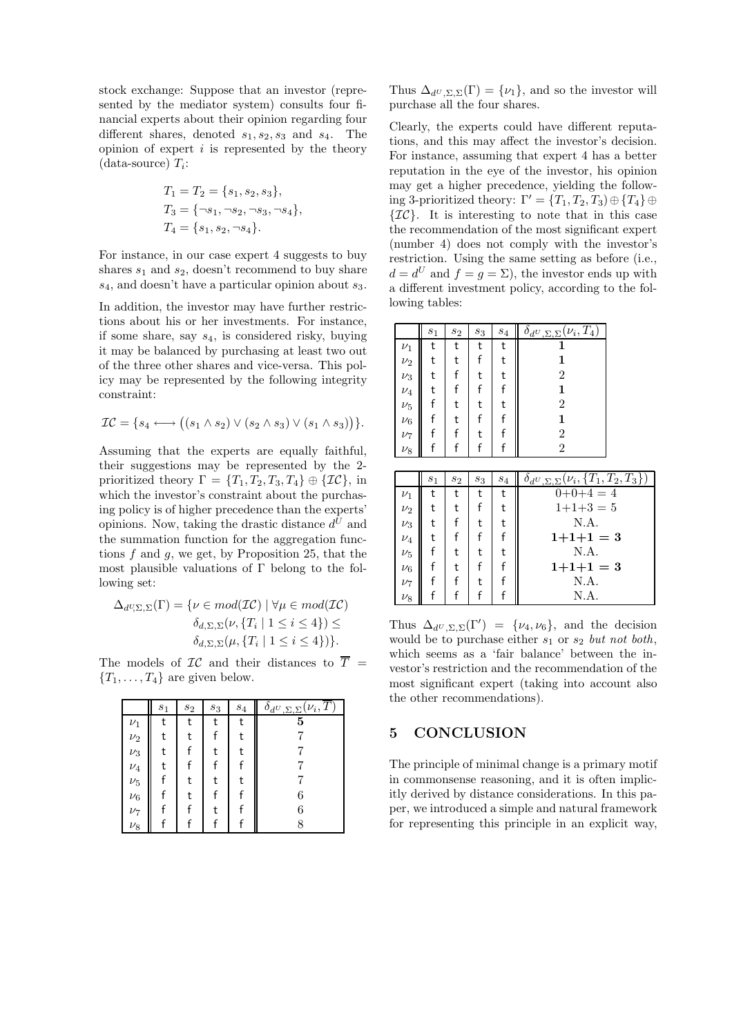stock exchange: Suppose that an investor (represented by the mediator system) consults four financial experts about their opinion regarding four different shares, denoted $s_1, s_2, s_3$ and $s_4$. The opinion of expert $i$ is represented by the theory (data-source) $T_i$:

$$T_1 = T_2 = \{s_1, s_2, s_3\},$$
$$T_3 = \{\neg s_1, \neg s_2, \neg s_3, \neg s_4\},$$
$$T_4 = \{s_1, s_2, \neg s_4\}.$$

For instance, in our case expert 4 suggests to buy shares $s_1$ and $s_2$, doesn't recommend to buy share $s_4$, and doesn't have a particular opinion about $s_3$.

In addition, the investor may have further restrictions about his or her investments. For instance, if some share, say $s_4$, is considered risky, buying it may be balanced by purchasing at least two out of the three other shares and vice-versa. This policy may be represented by the following integrity constraint:

$$\mathcal{IC} = \{s_4 \longleftrightarrow \big((s_1 \wedge s_2) \vee (s_2 \wedge s_3) \vee (s_1 \wedge s_3)\big)\}.$$

Assuming that the experts are equally faithful, their suggestions may be represented by the 2-prioritized theory $\Gamma = \{T_1, T_2, T_3, T_4\} \oplus \{\mathcal{IC}\}$, in which the investor's constraint about the purchasing policy is of higher precedence than the experts' opinions. Now, taking the drastic distance $d^U$ and the summation function for the aggregation functions $f$ and $g$, we get, by Proposition 25, that the most plausible valuations of $\Gamma$ belong to the following set:

$$\Delta_{d^U,\Sigma,\Sigma}(\Gamma) = \{\nu \in mod(\mathcal{IC}) \mid \forall \mu \in mod(\mathcal{IC})$$
$$\delta_{d,\Sigma,\Sigma}(\nu, \{T_i \mid 1 \leq i \leq 4\}) \leq$$
$$\delta_{d,\Sigma,\Sigma}(\mu, \{T_i \mid 1 \leq i \leq 4\})\}.$$

The models of $\mathcal{IC}$ and their distances to $\overline{T} = \{T_1, \ldots, T_4\}$ are given below.

| | $s_1$ | $s_2$ | $s_3$ | $s_4$ | $\delta_{d^U,\Sigma,\Sigma}(\nu_i, \overline{T})$ |
|---|---|---|---|---|---|
| $\nu_1$ | t | t | t | t | **5** |
| $\nu_2$ | t | t | f | t | 7 |
| $\nu_3$ | t | f | t | t | 7 |
| $\nu_4$ | t | f | f | f | 7 |
| $\nu_5$ | f | t | t | t | 7 |
| $\nu_6$ | f | t | f | f | 6 |
| $\nu_7$ | f | f | t | f | 6 |
| $\nu_8$ | f | f | f | f | 8 |

Thus $\Delta_{d^U,\Sigma,\Sigma}(\Gamma) = \{\nu_1\}$, and so the investor will purchase all the four shares.

Clearly, the experts could have different reputations, and this may affect the investor's decision. For instance, assuming that expert 4 has a better reputation in the eye of the investor, his opinion may get a higher precedence, yielding the following 3-prioritized theory: $\Gamma' = \{T_1, T_2, T_3\} \oplus \{T_4\} \oplus \{\mathcal{IC}\}$. It is interesting to note that in this case the recommendation of the most significant expert (number 4) does not comply with the investor's restriction. Using the same setting as before (i.e., $d = d^U$ and $f = g = \Sigma$), the investor ends up with a different investment policy, according to the following tables:

| | $s_1$ | $s_2$ | $s_3$ | $s_4$ | $\delta_{d^U,\Sigma,\Sigma}(\nu_i, T_4)$ |
|---|---|---|---|---|---|
| $\nu_1$ | t | t | t | t | **1** |
| $\nu_2$ | t | t | f | t | **1** |
| $\nu_3$ | t | f | t | t | 2 |
| $\nu_4$ | t | f | f | f | **1** |
| $\nu_5$ | f | t | t | t | 2 |
| $\nu_6$ | f | t | f | f | **1** |
| $\nu_7$ | f | f | t | f | 2 |
| $\nu_8$ | f | f | f | f | 2 |

| | $s_1$ | $s_2$ | $s_3$ | $s_4$ | $\delta_{d^U,\Sigma,\Sigma}(\nu_i, \{T_1, T_2, T_3\})$ |
|---|---|---|---|---|---|
| $\nu_1$ | t | t | t | t | 0+0+4 = 4 |
| $\nu_2$ | t | t | f | t | 1+1+3 = 5 |
| $\nu_3$ | t | f | t | t | N.A. |
| $\nu_4$ | t | f | f | f | **1+1+1 = 3** |
| $\nu_5$ | f | t | t | t | N.A. |
| $\nu_6$ | f | t | f | f | **1+1+1 = 3** |
| $\nu_7$ | f | f | t | f | N.A. |
| $\nu_8$ | f | f | f | f | N.A. |

Thus $\Delta_{d^U,\Sigma,\Sigma}(\Gamma') = \{\nu_4, \nu_6\}$, and the decision would be to purchase either $s_1$ or $s_2$ *but not both*, which seems as a 'fair balance' between the investor's restriction and the recommendation of the most significant expert (taking into account also the other recommendations).

## 5 CONCLUSION

The principle of minimal change is a primary motif in commonsense reasoning, and it is often implicitly derived by distance considerations. In this paper, we introduced a simple and natural framework for representing this principle in an explicit way,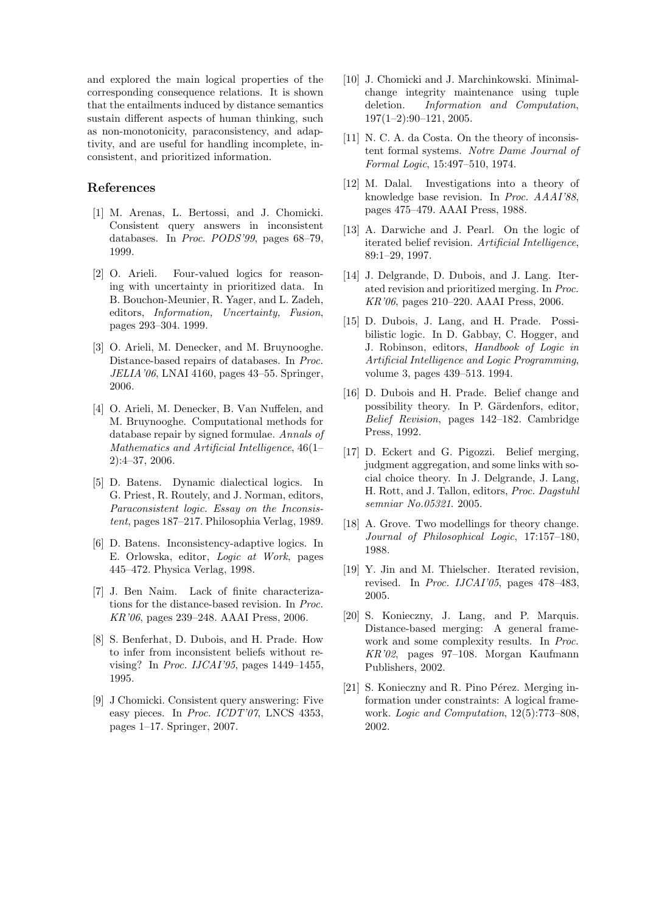and explored the main logical properties of the corresponding consequence relations. It is shown that the entailments induced by distance semantics sustain different aspects of human thinking, such as non-monotonicity, paraconsistency, and adaptivity, and are useful for handling incomplete, inconsistent, and prioritized information.

## References

[1] M. Arenas, L. Bertossi, and J. Chomicki. Consistent query answers in inconsistent databases. In *Proc. PODS'99*, pages 68–79, 1999.

[2] O. Arieli. Four-valued logics for reasoning with uncertainty in prioritized data. In B. Bouchon-Meunier, R. Yager, and L. Zadeh, editors, *Information, Uncertainty, Fusion*, pages 293–304. 1999.

[3] O. Arieli, M. Denecker, and M. Bruynooghe. Distance-based repairs of databases. In *Proc. JELIA'06*, LNAI 4160, pages 43–55. Springer, 2006.

[4] O. Arieli, M. Denecker, B. Van Nuffelen, and M. Bruynooghe. Computational methods for database repair by signed formulae. *Annals of Mathematics and Artificial Intelligence*, 46(1–2):4–37, 2006.

[5] D. Batens. Dynamic dialectical logics. In G. Priest, R. Routely, and J. Norman, editors, *Paraconsistent logic. Essay on the Inconsistent*, pages 187–217. Philosophia Verlag, 1989.

[6] D. Batens. Inconsistency-adaptive logics. In E. Orlowska, editor, *Logic at Work*, pages 445–472. Physica Verlag, 1998.

[7] J. Ben Naim. Lack of finite characterizations for the distance-based revision. In *Proc. KR'06*, pages 239–248. AAAI Press, 2006.

[8] S. Benferhat, D. Dubois, and H. Prade. How to infer from inconsistent beliefs without revising? In *Proc. IJCAI'95*, pages 1449–1455, 1995.

[9] J Chomicki. Consistent query answering: Five easy pieces. In *Proc. ICDT'07*, LNCS 4353, pages 1–17. Springer, 2007.

[10] J. Chomicki and J. Marchinkowski. Minimal-change integrity maintenance using tuple deletion. *Information and Computation*, 197(1–2):90–121, 2005.

[11] N. C. A. da Costa. On the theory of inconsistent formal systems. *Notre Dame Journal of Formal Logic*, 15:497–510, 1974.

[12] M. Dalal. Investigations into a theory of knowledge base revision. In *Proc. AAAI'88*, pages 475–479. AAAI Press, 1988.

[13] A. Darwiche and J. Pearl. On the logic of iterated belief revision. *Artificial Intelligence*, 89:1–29, 1997.

[14] J. Delgrande, D. Dubois, and J. Lang. Iterated revision and prioritized merging. In *Proc. KR'06*, pages 210–220. AAAI Press, 2006.

[15] D. Dubois, J. Lang, and H. Prade. Possibilistic logic. In D. Gabbay, C. Hogger, and J. Robinson, editors, *Handbook of Logic in Artificial Intelligence and Logic Programming*, volume 3, pages 439–513. 1994.

[16] D. Dubois and H. Prade. Belief change and possibility theory. In P. Gärdenfors, editor, *Belief Revision*, pages 142–182. Cambridge Press, 1992.

[17] D. Eckert and G. Pigozzi. Belief merging, judgment aggregation, and some links with social choice theory. In J. Delgrande, J. Lang, H. Rott, and J. Tallon, editors, *Proc. Dagstuhl semniar No.05321*. 2005.

[18] A. Grove. Two modellings for theory change. *Journal of Philosophical Logic*, 17:157–180, 1988.

[19] Y. Jin and M. Thielscher. Iterated revision, revised. In *Proc. IJCAI'05*, pages 478–483, 2005.

[20] S. Konieczny, J. Lang, and P. Marquis. Distance-based merging: A general framework and some complexity results. In *Proc. KR'02*, pages 97–108. Morgan Kaufmann Publishers, 2002.

[21] S. Konieczny and R. Pino Pérez. Merging information under constraints: A logical framework. *Logic and Computation*, 12(5):773–808, 2002.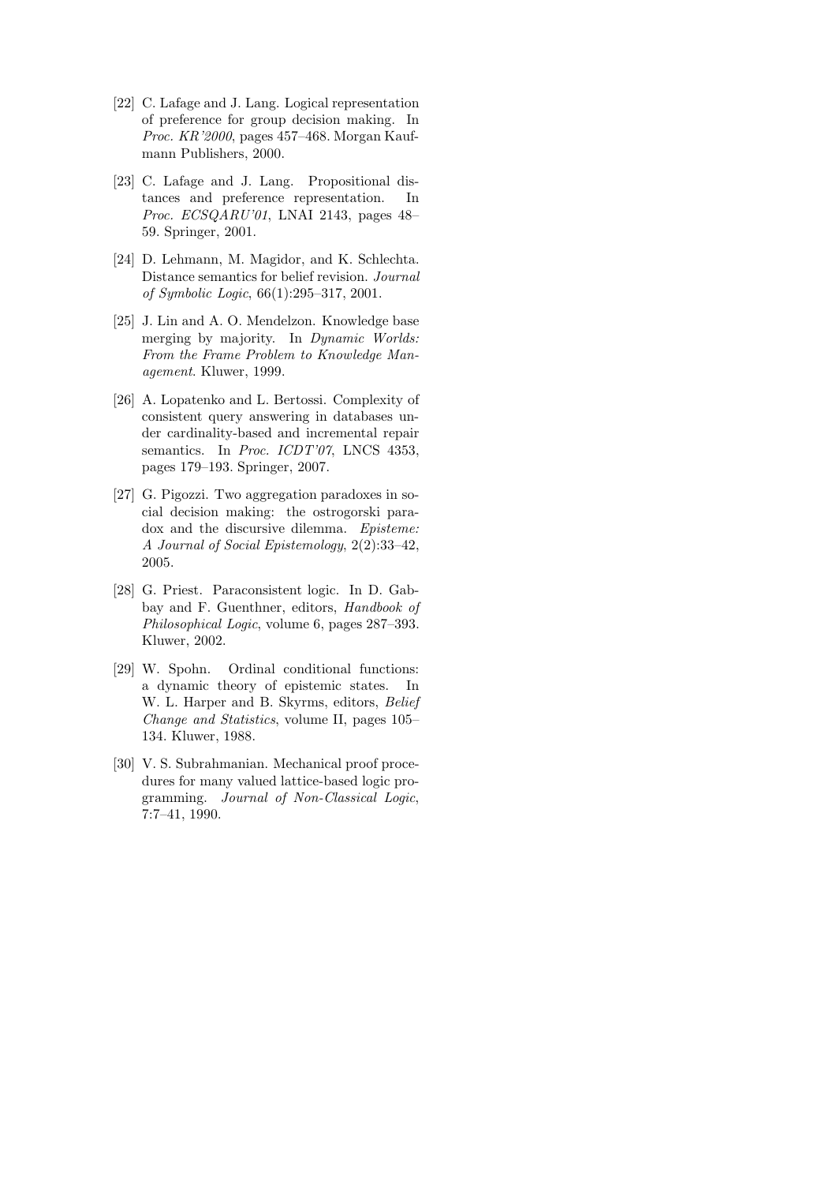[22] C. Lafage and J. Lang. Logical representation of preference for group decision making. In *Proc. KR'2000*, pages 457–468. Morgan Kaufmann Publishers, 2000.

[23] C. Lafage and J. Lang. Propositional distances and preference representation. In *Proc. ECSQARU'01*, LNAI 2143, pages 48–59. Springer, 2001.

[24] D. Lehmann, M. Magidor, and K. Schlechta. Distance semantics for belief revision. *Journal of Symbolic Logic*, 66(1):295–317, 2001.

[25] J. Lin and A. O. Mendelzon. Knowledge base merging by majority. In *Dynamic Worlds: From the Frame Problem to Knowledge Management*. Kluwer, 1999.

[26] A. Lopatenko and L. Bertossi. Complexity of consistent query answering in databases under cardinality-based and incremental repair semantics. In *Proc. ICDT'07*, LNCS 4353, pages 179–193. Springer, 2007.

[27] G. Pigozzi. Two aggregation paradoxes in social decision making: the ostrogorski paradox and the discursive dilemma. *Episteme: A Journal of Social Epistemology*, 2(2):33–42, 2005.

[28] G. Priest. Paraconsistent logic. In D. Gabbay and F. Guenthner, editors, *Handbook of Philosophical Logic*, volume 6, pages 287–393. Kluwer, 2002.

[29] W. Spohn. Ordinal conditional functions: a dynamic theory of epistemic states. In W. L. Harper and B. Skyrms, editors, *Belief Change and Statistics*, volume II, pages 105–134. Kluwer, 1988.

[30] V. S. Subrahmanian. Mechanical proof procedures for many valued lattice-based logic programming. *Journal of Non-Classical Logic*, 7:7–41, 1990.